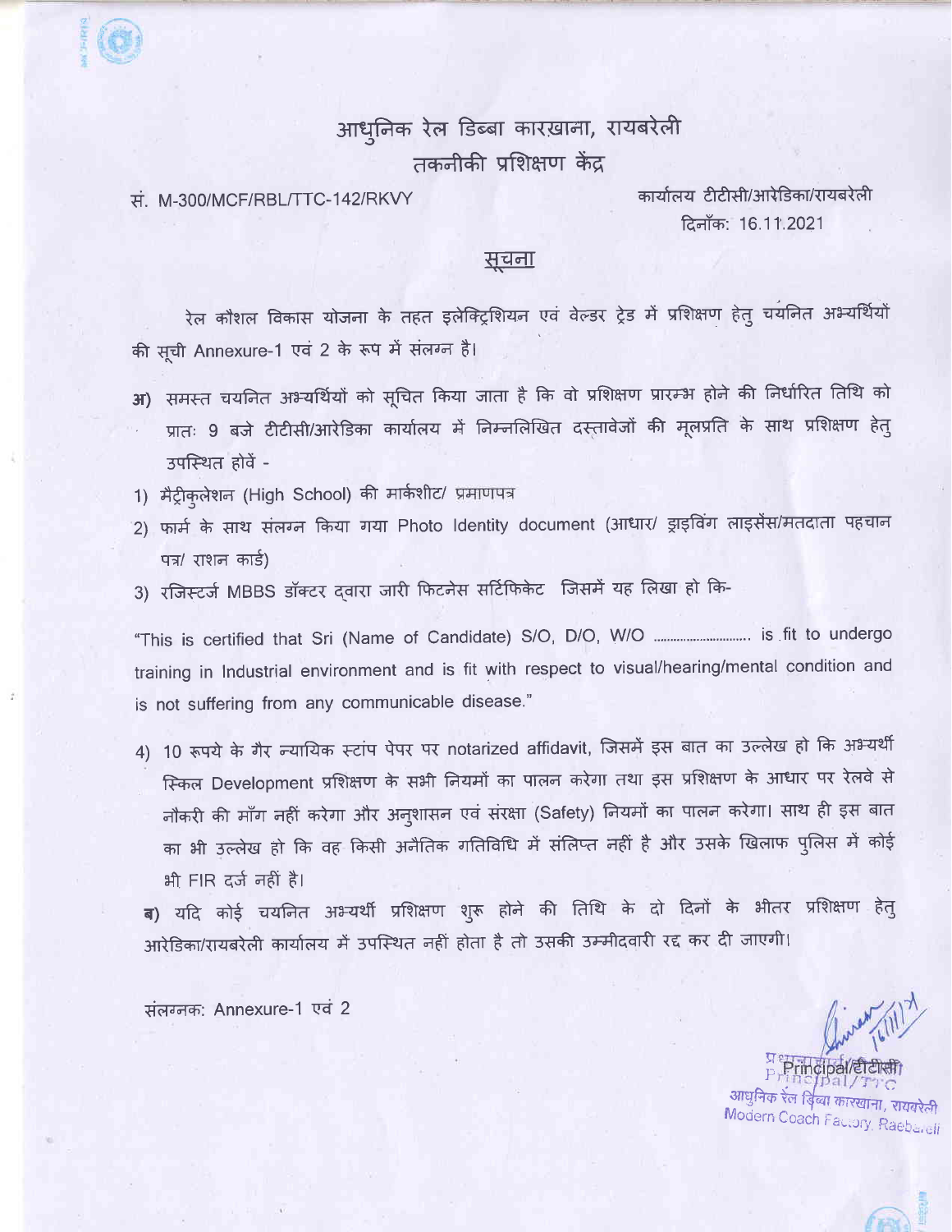# आधुनिक रेल डिब्बा कारखाना, रायबरेली
## तकनीकी प्रशिक्षण केंद्र

सं. M-300/MCF/RBL/TTC-142/RKVY

कार्यालय टीटीसी/आरेडिका/रायबरेली
दिनाँक: 16.11.2021

## सूचना

रेल कौशल विकास योजना के तहत इलेक्ट्रिशियन एवं वेल्डर ट्रेड में प्रशिक्षण हेतु चयनित अभ्यर्थियों की सूची Annexure-1 एवं 2 के रूप में संलग्न है।

अ) समस्त चयनित अभ्यर्थियों को सूचित किया जाता है कि वो प्रशिक्षण प्रारम्भ होने की निर्धारित तिथि को प्रातः 9 बजे टीटीसी/आरेडिका कार्यालय में निम्नलिखित दस्तावेजों की मूलप्रति के साथ प्रशिक्षण हेतु उपस्थित होवें -

1) मैट्रीकुलेशन (High School) की मार्कशीट/ प्रमाणपत्र
2) फार्म के साथ संलग्न किया गया Photo Identity document (आधार/ ड्राइविंग लाइसेंस/मतदाता पहचान पत्र/ राशन कार्ड)
3) रजिस्टर्ज MBBS डॉक्टर द्वारा जारी फिटनेस सर्टिफिकेट जिसमें यह लिखा हो कि-

"This is certified that Sri (Name of Candidate) S/O, D/O, W/O .......................... is fit to undergo training in Industrial environment and is fit with respect to visual/hearing/mental condition and is not suffering from any communicable disease."

4) 10 रूपये के गैर न्यायिक स्टांप पेपर पर notarized affidavit, जिसमें इस बात का उल्लेख हो कि अभ्यर्थी स्किल Development प्रशिक्षण के सभी नियमों का पालन करेगा तथा इस प्रशिक्षण के आधार पर रेलवे से नौकरी की माँग नहीं करेगा और अनुशासन एवं संरक्षा (Safety) नियमों का पालन करेगा। साथ ही इस बात का भी उल्लेख हो कि वह किसी अनैतिक गतिविधि में संलिप्त नहीं है और उसके खिलाफ पुलिस में कोई भी FIR दर्ज नहीं है।

ब) यदि कोई चयनित अभ्यर्थी प्रशिक्षण शुरू होने की तिथि के दो दिनों के भीतर प्रशिक्षण हेतु आरेडिका/रायबरेली कार्यालय में उपस्थित नहीं होता है तो उसकी उम्मीदवारी रद्द कर दी जाएगी।

संलग्नक: Annexure-1 एवं 2

प्रधानाचार्य/टीटीसी
Principal/TTC
आधुनिक रेल डिब्बा कारखाना, रायबरेली
Modern Coach Factory, Raebareli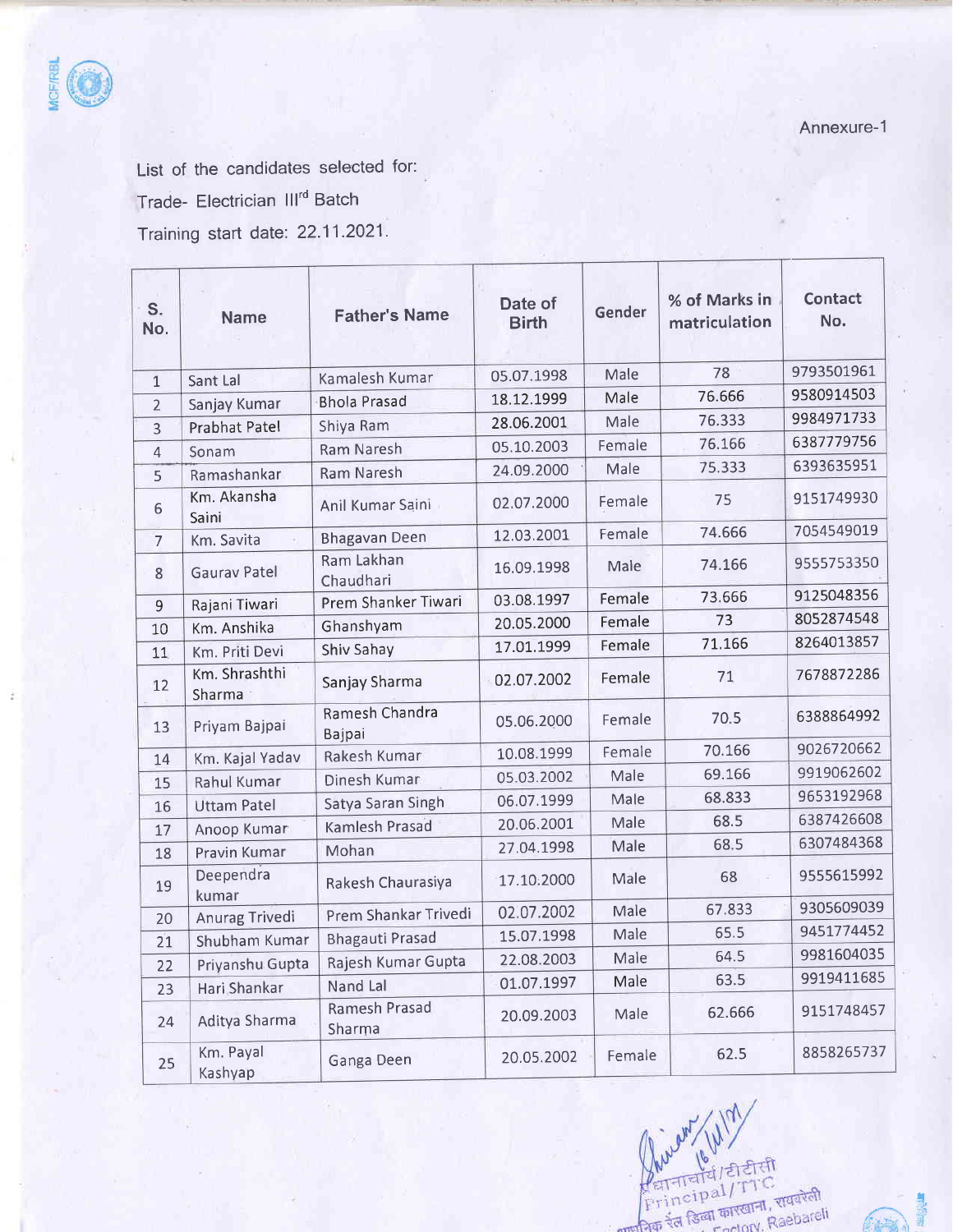Annexure-1

List of the candidates selected for:

Trade- Electrician III[rd] Batch

Training start date: 22.11.2021.

| S. No. | Name | Father's Name | Date of Birth | Gender | % of Marks in matriculation | Contact No. |
|---|---|---|---|---|---|---|
| 1 | Sant Lal | Kamalesh Kumar | 05.07.1998 | Male | 78 | 9793501961 |
| 2 | Sanjay Kumar | Bhola Prasad | 18.12.1999 | Male | 76.666 | 9580914503 |
| 3 | Prabhat Patel | Shiya Ram | 28.06.2001 | Male | 76.333 | 9984971733 |
| 4 | Sonam | Ram Naresh | 05.10.2003 | Female | 76.166 | 6387779756 |
| 5 | Ramashankar | Ram Naresh | 24.09.2000 | Male | 75.333 | 6393635951 |
| 6 | Km. Akansha Saini | Anil Kumar Saini | 02.07.2000 | Female | 75 | 9151749930 |
| 7 | Km. Savita | Bhagavan Deen | 12.03.2001 | Female | 74.666 | 7054549019 |
| 8 | Gaurav Patel | Ram Lakhan Chaudhari | 16.09.1998 | Male | 74.166 | 9555753350 |
| 9 | Rajani Tiwari | Prem Shanker Tiwari | 03.08.1997 | Female | 73.666 | 9125048356 |
| 10 | Km. Anshika | Ghanshyam | 20.05.2000 | Female | 73 | 8052874548 |
| 11 | Km. Priti Devi | Shiv Sahay | 17.01.1999 | Female | 71.166 | 8264013857 |
| 12 | Km. Shrashthi Sharma | Sanjay Sharma | 02.07.2002 | Female | 71 | 7678872286 |
| 13 | Priyam Bajpai | Ramesh Chandra Bajpai | 05.06.2000 | Female | 70.5 | 6388864992 |
| 14 | Km. Kajal Yadav | Rakesh Kumar | 10.08.1999 | Female | 70.166 | 9026720662 |
| 15 | Rahul Kumar | Dinesh Kumar | 05.03.2002 | Male | 69.166 | 9919062602 |
| 16 | Uttam Patel | Satya Saran Singh | 06.07.1999 | Male | 68.833 | 9653192968 |
| 17 | Anoop Kumar | Kamlesh Prasad | 20.06.2001 | Male | 68.5 | 6387426608 |
| 18 | Pravin Kumar | Mohan | 27.04.1998 | Male | 68.5 | 6307484368 |
| 19 | Deependra kumar | Rakesh Chaurasiya | 17.10.2000 | Male | 68 | 9555615992 |
| 20 | Anurag Trivedi | Prem Shankar Trivedi | 02.07.2002 | Male | 67.833 | 9305609039 |
| 21 | Shubham Kumar | Bhagauti Prasad | 15.07.1998 | Male | 65.5 | 9451774452 |
| 22 | Priyanshu Gupta | Rajesh Kumar Gupta | 22.08.2003 | Male | 64.5 | 9981604035 |
| 23 | Hari Shankar | Nand Lal | 01.07.1997 | Male | 63.5 | 9919411685 |
| 24 | Aditya Sharma | Ramesh Prasad Sharma | 20.09.2003 | Male | 62.666 | 9151748457 |
| 25 | Km. Payal Kashyap | Ganga Deen | 20.05.2002 | Female | 62.5 | 8858265737 |

प्रधानाचार्य/टीटीसी
Principal/TTC
आधुनिक रेल डिब्बा कारखाना, रायबरेली
Modern Coach Factory, Raebareli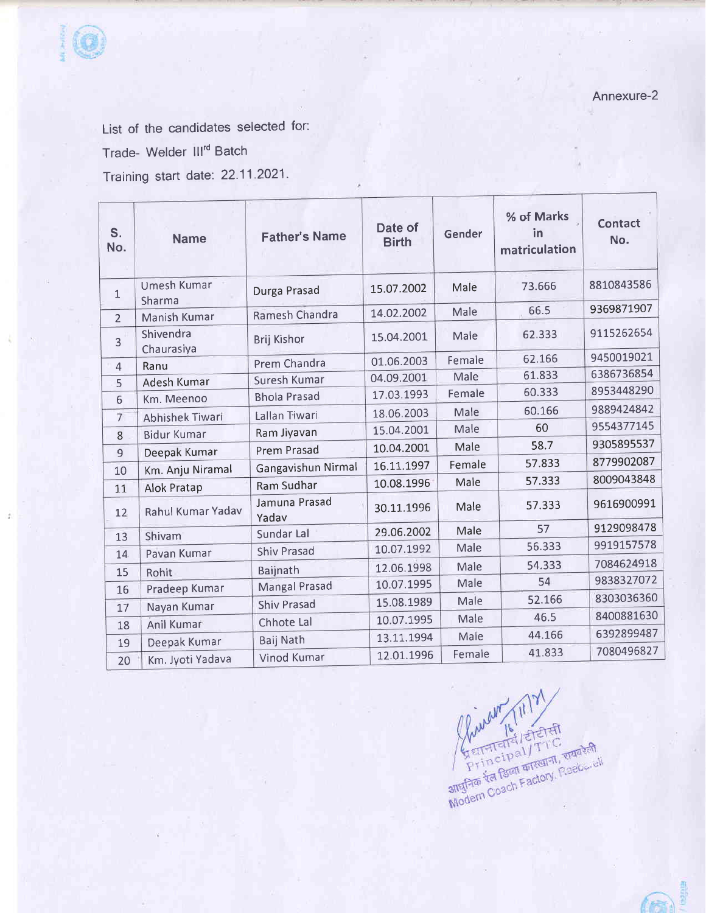Annexure-2

List of the candidates selected for:

Trade- Welder III[rd] Batch

Training start date: 22.11.2021.

| S. No. | Name | Father's Name | Date of Birth | Gender | % of Marks in matriculation | Contact No. |
|---|---|---|---|---|---|---|
| 1 | Umesh Kumar Sharma | Durga Prasad | 15.07.2002 | Male | 73.666 | 8810843586 |
| 2 | Manish Kumar | Ramesh Chandra | 14.02.2002 | Male | 66.5 | 9369871907 |
| 3 | Shivendra Chaurasiya | Brij Kishor | 15.04.2001 | Male | 62.333 | 9115262654 |
| 4 | Ranu | Prem Chandra | 01.06.2003 | Female | 62.166 | 9450019021 |
| 5 | Adesh Kumar | Suresh Kumar | 04.09.2001 | Male | 61.833 | 6386736854 |
| 6 | Km. Meenoo | Bhola Prasad | 17.03.1993 | Female | 60.333 | 8953448290 |
| 7 | Abhishek Tiwari | Lallan Tiwari | 18.06.2003 | Male | 60.166 | 9889424842 |
| 8 | Bidur Kumar | Ram Jiyavan | 15.04.2001 | Male | 60 | 9554377145 |
| 9 | Deepak Kumar | Prem Prasad | 10.04.2001 | Male | 58.7 | 9305895537 |
| 10 | Km. Anju Niramal | Gangavishun Nirmal | 16.11.1997 | Female | 57.833 | 8779902087 |
| 11 | Alok Pratap | Ram Sudhar | 10.08.1996 | Male | 57.333 | 8009043848 |
| 12 | Rahul Kumar Yadav | Jamuna Prasad Yadav | 30.11.1996 | Male | 57.333 | 9616900991 |
| 13 | Shivam | Sundar Lal | 29.06.2002 | Male | 57 | 9129098478 |
| 14 | Pavan Kumar | Shiv Prasad | 10.07.1992 | Male | 56.333 | 9919157578 |
| 15 | Rohit | Baijnath | 12.06.1998 | Male | 54.333 | 7084624918 |
| 16 | Pradeep Kumar | Mangal Prasad | 10.07.1995 | Male | 54 | 9838327072 |
| 17 | Nayan Kumar | Shiv Prasad | 15.08.1989 | Male | 52.166 | 8303036360 |
| 18 | Anil Kumar | Chhote Lal | 10.07.1995 | Male | 46.5 | 8400881630 |
| 19 | Deepak Kumar | Baij Nath | 13.11.1994 | Male | 44.166 | 6392899487 |
| 20 | Km. Jyoti Yadava | Vinod Kumar | 12.01.1996 | Female | 41.833 | 7080496827 |

16/11/21

प्रधानाचार्य/टीटीसी
Principal/TTC
आधुनिक रेल डिब्बा कारखाना, रायबरेली
Modern Coach Factory, Raebareli